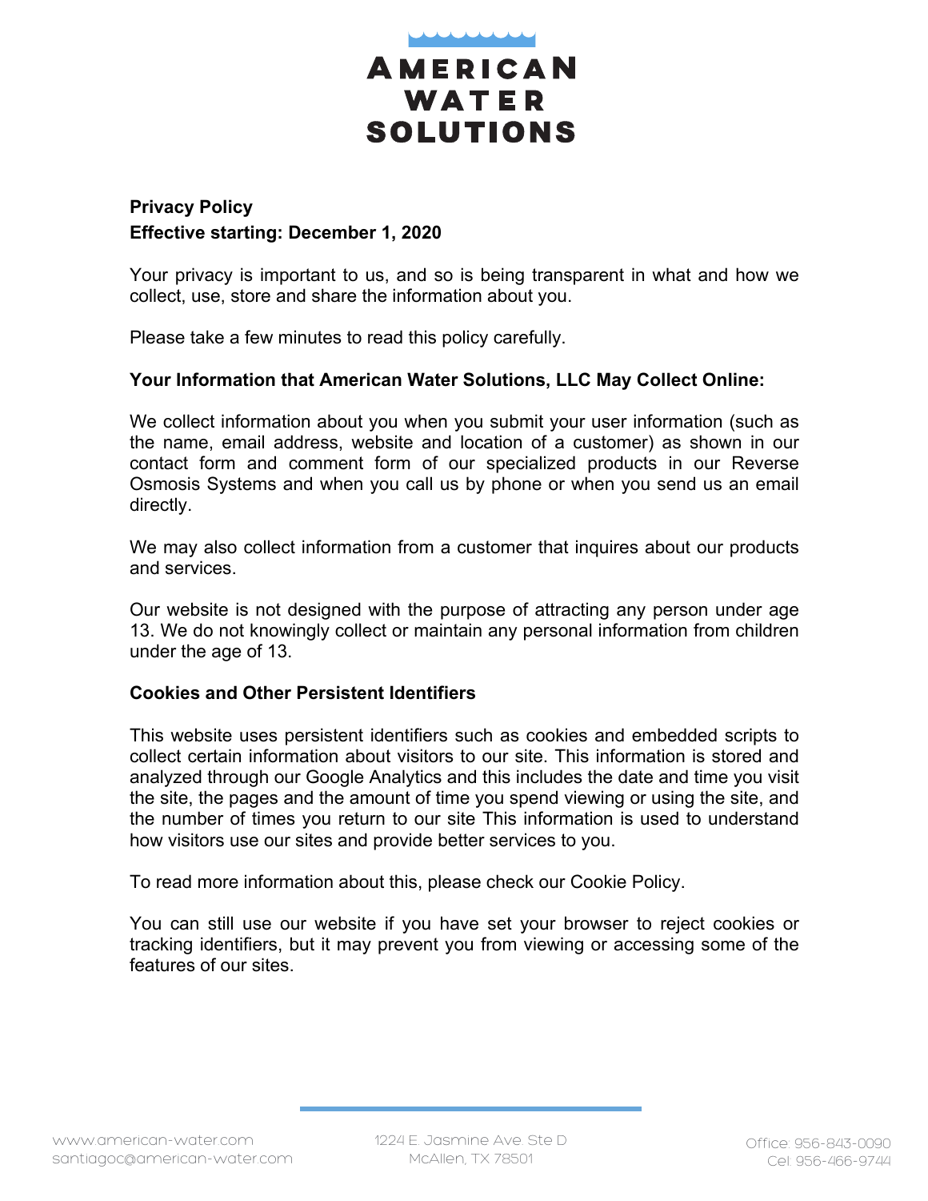# AMERICAN WATER SOLUTIONS

**Privacy Policy**
**Effective starting: December 1, 2020**

Your privacy is important to us, and so is being transparent in what and how we collect, use, store and share the information about you.

Please take a few minutes to read this policy carefully.

**Your Information that American Water Solutions, LLC May Collect Online:**

We collect information about you when you submit your user information (such as the name, email address, website and location of a customer) as shown in our contact form and comment form of our specialized products in our Reverse Osmosis Systems and when you call us by phone or when you send us an email directly.

We may also collect information from a customer that inquires about our products and services.

Our website is not designed with the purpose of attracting any person under age 13. We do not knowingly collect or maintain any personal information from children under the age of 13.

**Cookies and Other Persistent Identifiers**

This website uses persistent identifiers such as cookies and embedded scripts to collect certain information about visitors to our site. This information is stored and analyzed through our Google Analytics and this includes the date and time you visit the site, the pages and the amount of time you spend viewing or using the site, and the number of times you return to our site This information is used to understand how visitors use our sites and provide better services to you.

To read more information about this, please check our Cookie Policy.

You can still use our website if you have set your browser to reject cookies or tracking identifiers, but it may prevent you from viewing or accessing some of the features of our sites.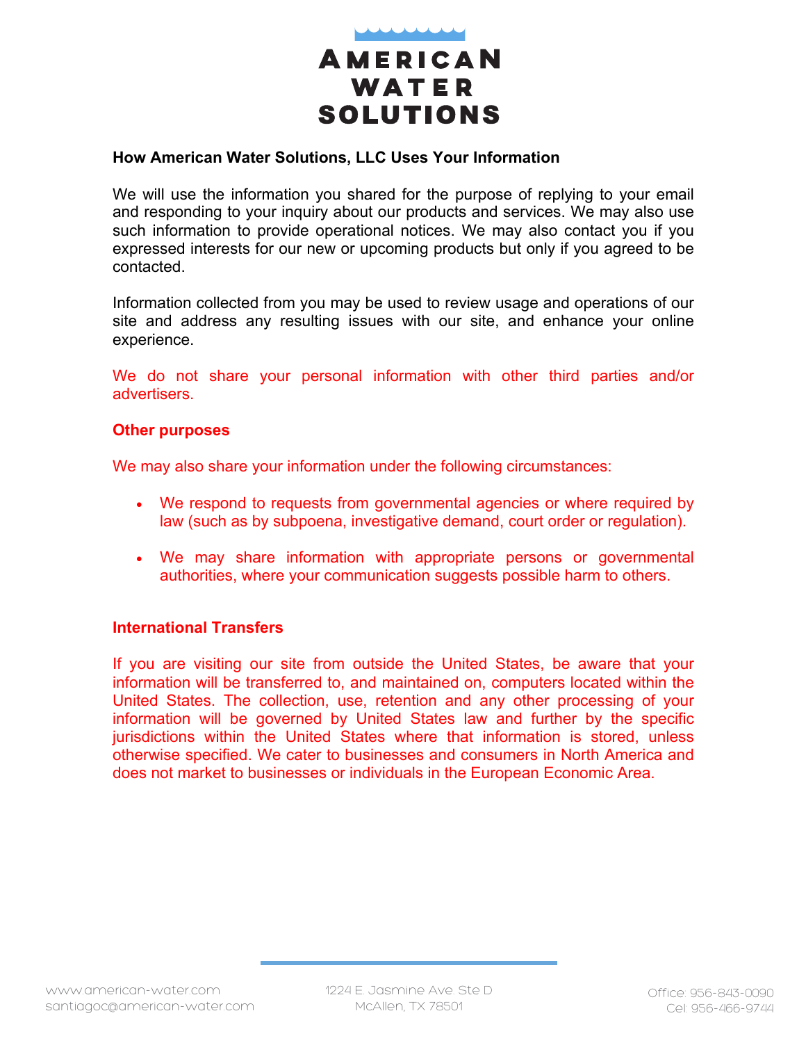## How American Water Solutions, LLC Uses Your Information

We will use the information you shared for the purpose of replying to your email and responding to your inquiry about our products and services. We may also use such information to provide operational notices. We may also contact you if you expressed interests for our new or upcoming products but only if you agreed to be contacted.

Information collected from you may be used to review usage and operations of our site and address any resulting issues with our site, and enhance your online experience.

We do not share your personal information with other third parties and/or advertisers.

### Other purposes

We may also share your information under the following circumstances:

- We respond to requests from governmental agencies or where required by law (such as by subpoena, investigative demand, court order or regulation).
- We may share information with appropriate persons or governmental authorities, where your communication suggests possible harm to others.

### International Transfers

If you are visiting our site from outside the United States, be aware that your information will be transferred to, and maintained on, computers located within the United States. The collection, use, retention and any other processing of your information will be governed by United States law and further by the specific jurisdictions within the United States where that information is stored, unless otherwise specified. We cater to businesses and consumers in North America and does not market to businesses or individuals in the European Economic Area.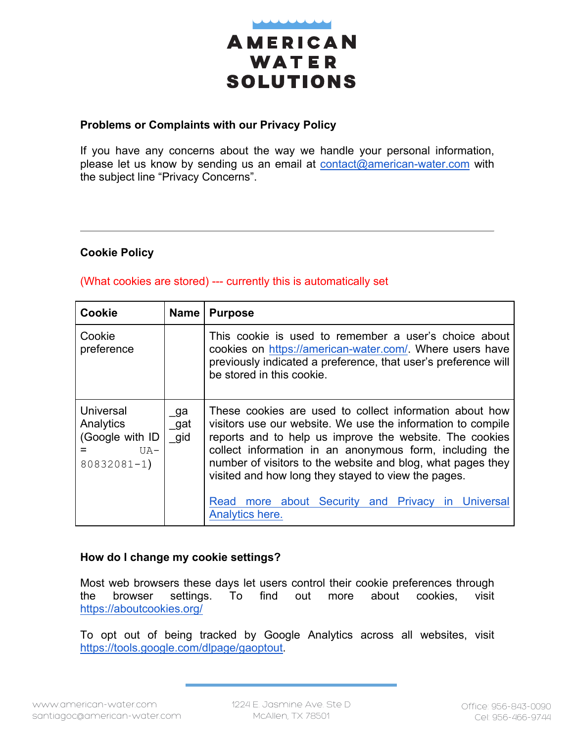### Problems or Complaints with our Privacy Policy

If you have any concerns about the way we handle your personal information, please let us know by sending us an email at contact@american-water.com with the subject line "Privacy Concerns".

---

### Cookie Policy

(What cookies are stored) --- currently this is automatically set

| Cookie | Name | Purpose |
|---|---|---|
| Cookie preference | | This cookie is used to remember a user's choice about cookies on https://american-water.com/. Where users have previously indicated a preference, that user's preference will be stored in this cookie. |
| Universal Analytics (Google with ID = UA-80832081-1) | _ga<br>_gat<br>_gid | These cookies are used to collect information about how visitors use our website. We use the information to compile reports and to help us improve the website. The cookies collect information in an anonymous form, including the number of visitors to the website and blog, what pages they visited and how long they stayed to view the pages.<br><br>Read more about Security and Privacy in Universal Analytics here. |

### How do I change my cookie settings?

Most web browsers these days let users control their cookie preferences through the browser settings. To find out more about cookies, visit https://aboutcookies.org/

To opt out of being tracked by Google Analytics across all websites, visit https://tools.google.com/dlpage/gaoptout.